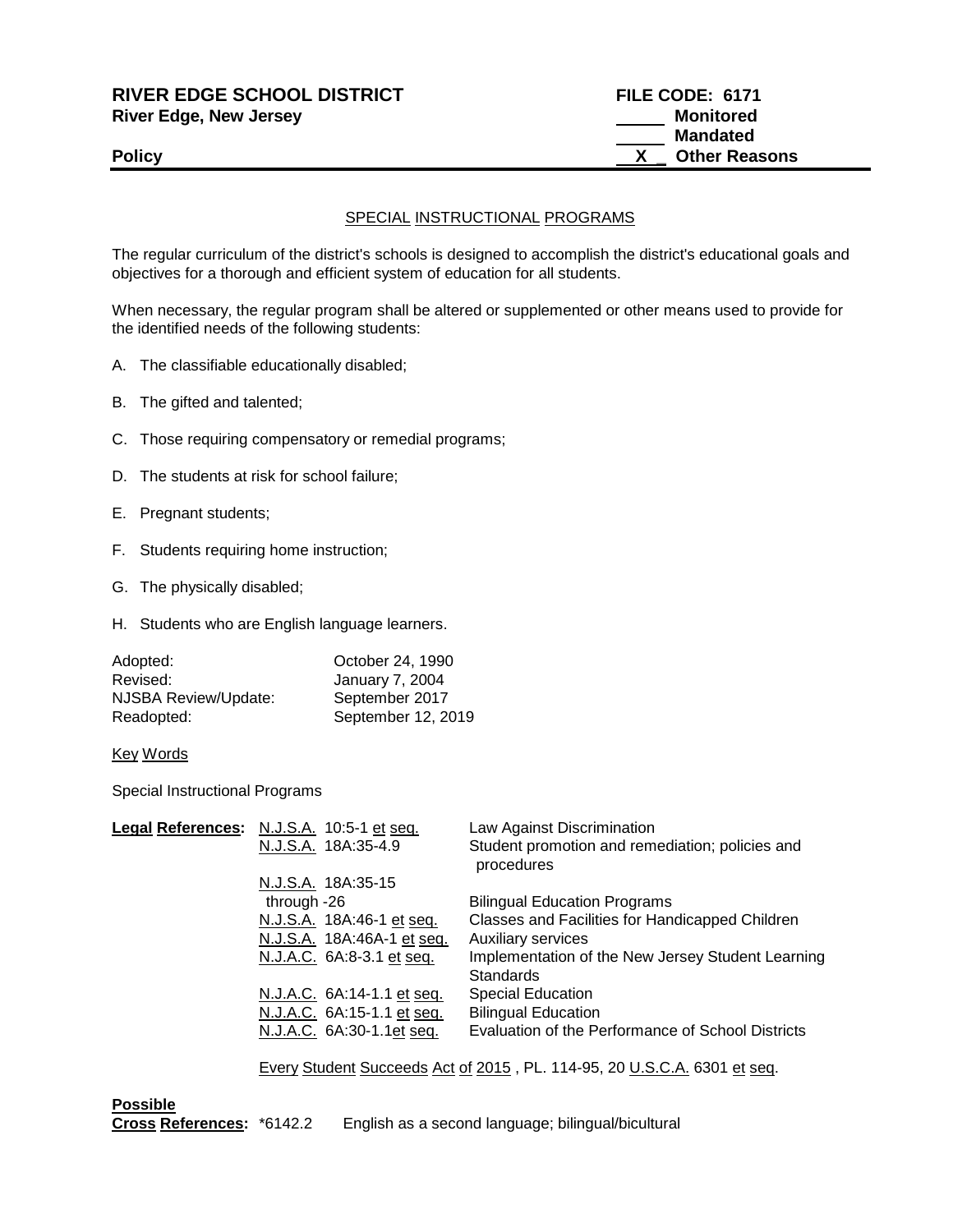**RIVER EDGE SCHOOL DISTRICT** | **FILE CODE: 6171**
**River Edge, New Jersey**

_____ **Monitored**
_____ **Mandated**
__X__ **Other Reasons**

**Policy**

## SPECIAL INSTRUCTIONAL PROGRAMS

The regular curriculum of the district's schools is designed to accomplish the district's educational goals and objectives for a thorough and efficient system of education for all students.

When necessary, the regular program shall be altered or supplemented or other means used to provide for the identified needs of the following students:

A. The classifiable educationally disabled;

B. The gifted and talented;

C. Those requiring compensatory or remedial programs;

D. The students at risk for school failure;

E. Pregnant students;

F. Students requiring home instruction;

G. The physically disabled;

H. Students who are English language learners.

| | |
|---|---|
| Adopted: | October 24, 1990 |
| Revised: | January 7, 2004 |
| NJSBA Review/Update: | September 2017 |
| Readopted: | September 12, 2019 |

Key Words

Special Instructional Programs

| **Legal References:** | | |
|---|---|---|
| | N.J.S.A. 10:5-1 et seq. | Law Against Discrimination |
| | N.J.S.A. 18A:35-4.9 | Student promotion and remediation; policies and procedures |
| | N.J.S.A. 18A:35-15 through -26 | Bilingual Education Programs |
| | N.J.S.A. 18A:46-1 et seq. | Classes and Facilities for Handicapped Children |
| | N.J.S.A. 18A:46A-1 et seq. | Auxiliary services |
| | N.J.A.C. 6A:8-3.1 et seq. | Implementation of the New Jersey Student Learning Standards |
| | N.J.A.C. 6A:14-1.1 et seq. | Special Education |
| | N.J.A.C. 6A:15-1.1 et seq. | Bilingual Education |
| | N.J.A.C. 6A:30-1.1et seq. | Evaluation of the Performance of School Districts |

Every Student Succeeds Act of 2015 , PL. 114-95, 20 U.S.C.A. 6301 et seq.

**Possible**
**Cross References:** *6142.2 English as a second language; bilingual/bicultural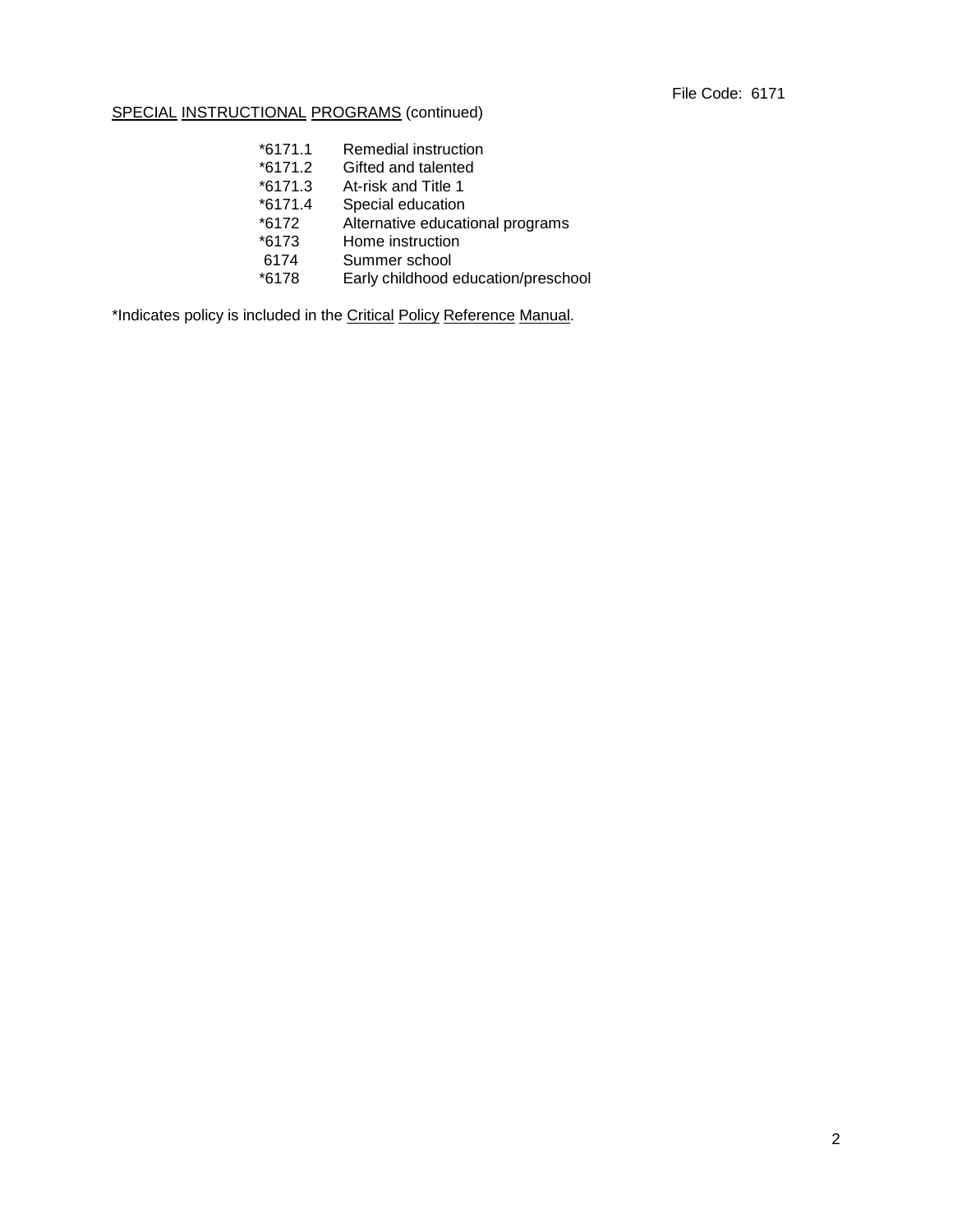File Code: 6171

SPECIAL INSTRUCTIONAL PROGRAMS (continued)

| | |
|---|---|
| *6171.1 | Remedial instruction |
| *6171.2 | Gifted and talented |
| *6171.3 | At-risk and Title 1 |
| *6171.4 | Special education |
| *6172 | Alternative educational programs |
| *6173 | Home instruction |
| 6174 | Summer school |
| *6178 | Early childhood education/preschool |

*Indicates policy is included in the Critical Policy Reference Manual.